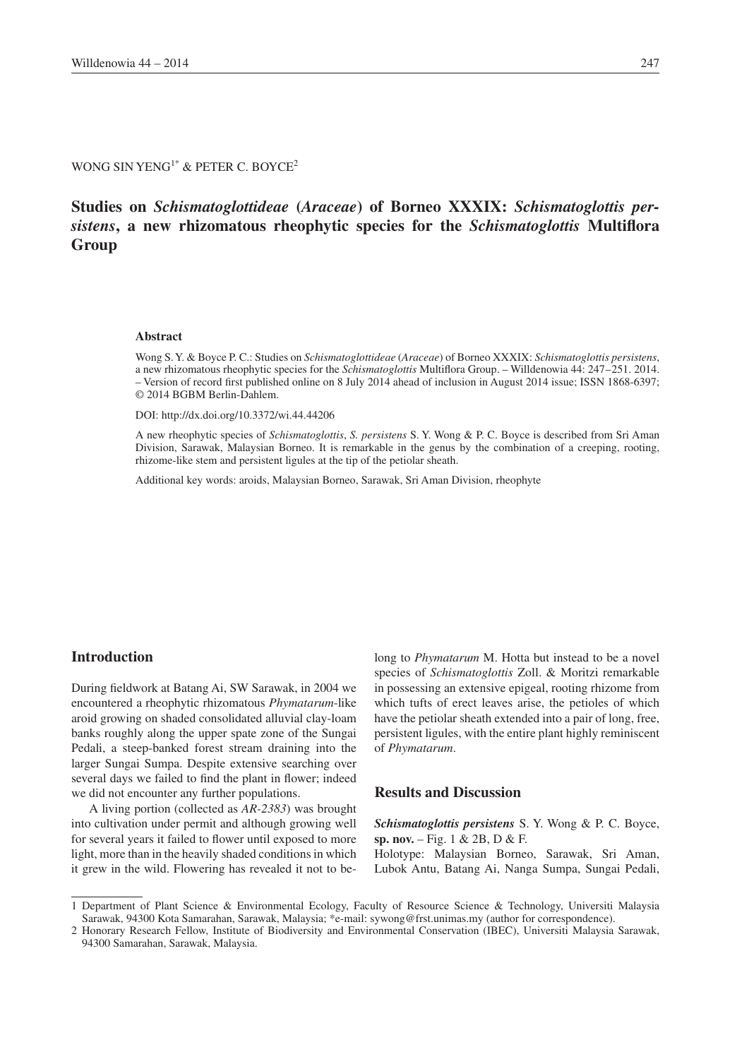WONG SIN YENG[1*] & PETER C. BOYCE[2]

# Studies on *Schismatoglottideae* (*Araceae*) of Borneo XXXIX: *Schismatoglottis persistens*, a new rhizomatous rheophytic species for the *Schismatoglottis* Multiflora Group

### Abstract

Wong S. Y. & Boyce P. C.: Studies on *Schismatoglottideae* (*Araceae*) of Borneo XXXIX: *Schismatoglottis persistens*, a new rhizomatous rheophytic species for the *Schismatoglottis* Multiflora Group. – Willdenowia 44: 247–251. 2014. – Version of record first published online on 8 July 2014 ahead of inclusion in August 2014 issue; ISSN 1868-6397; © 2014 BGBM Berlin-Dahlem.

DOI: http://dx.doi.org/10.3372/wi.44.44206

A new rheophytic species of *Schismatoglottis*, *S. persistens* S. Y. Wong & P. C. Boyce is described from Sri Aman Division, Sarawak, Malaysian Borneo. It is remarkable in the genus by the combination of a creeping, rooting, rhizome-like stem and persistent ligules at the tip of the petiolar sheath.

Additional key words: aroids, Malaysian Borneo, Sarawak, Sri Aman Division, rheophyte

## Introduction

During fieldwork at Batang Ai, SW Sarawak, in 2004 we encountered a rheophytic rhizomatous *Phymatarum*-like aroid growing on shaded consolidated alluvial clay-loam banks roughly along the upper spate zone of the Sungai Pedali, a steep-banked forest stream draining into the larger Sungai Sumpa. Despite extensive searching over several days we failed to find the plant in flower; indeed we did not encounter any further populations.

A living portion (collected as *AR-2383*) was brought into cultivation under permit and although growing well for several years it failed to flower until exposed to more light, more than in the heavily shaded conditions in which it grew in the wild. Flowering has revealed it not to belong to *Phymatarum* M. Hotta but instead to be a novel species of *Schismatoglottis* Zoll. & Moritzi remarkable in possessing an extensive epigeal, rooting rhizome from which tufts of erect leaves arise, the petioles of which have the petiolar sheath extended into a pair of long, free, persistent ligules, with the entire plant highly reminiscent of *Phymatarum*.

## Results and Discussion

***Schismatoglottis persistens*** S. Y. Wong & P. C. Boyce, **sp. nov.** – Fig. 1 & 2B, D & F.

Holotype: Malaysian Borneo, Sarawak, Sri Aman, Lubok Antu, Batang Ai, Nanga Sumpa, Sungai Pedali,

---

1 Department of Plant Science & Environmental Ecology, Faculty of Resource Science & Technology, Universiti Malaysia Sarawak, 94300 Kota Samarahan, Sarawak, Malaysia; *e-mail: sywong@frst.unimas.my (author for correspondence).

2 Honorary Research Fellow, Institute of Biodiversity and Environmental Conservation (IBEC), Universiti Malaysia Sarawak, 94300 Samarahan, Sarawak, Malaysia.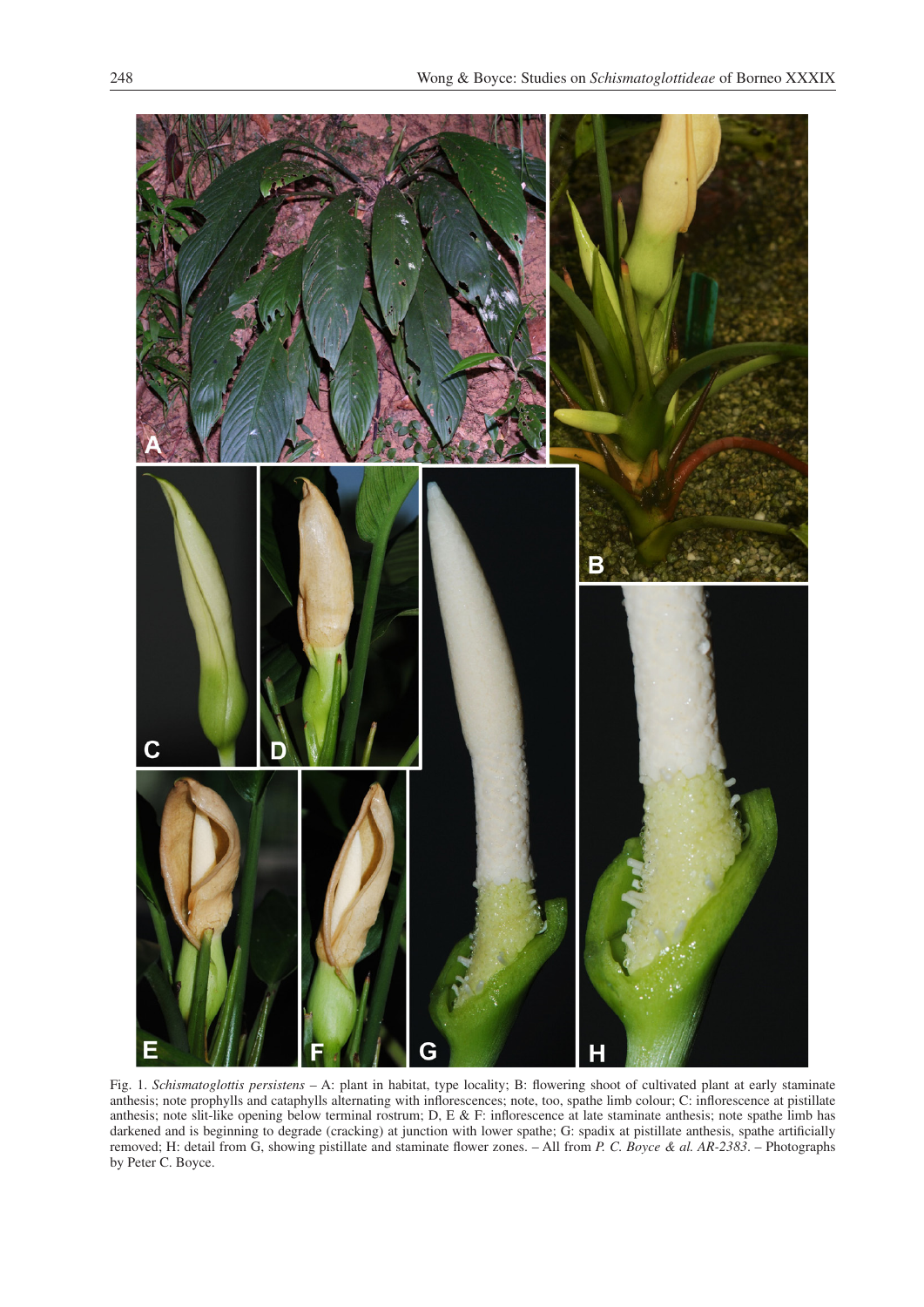Fig. 1. *Schismatoglottis persistens* – A: plant in habitat, type locality; B: flowering shoot of cultivated plant at early staminate anthesis; note prophylls and cataphylls alternating with inflorescences; note, too, spathe limb colour; C: inflorescence at pistillate anthesis; note slit-like opening below terminal rostrum; D, E & F: inflorescence at late staminate anthesis; note spathe limb has darkened and is beginning to degrade (cracking) at junction with lower spathe; G: spadix at pistillate anthesis, spathe artificially removed; H: detail from G, showing pistillate and staminate flower zones. – All from *P. C. Boyce & al. AR-2383*. – Photographs by Peter C. Boyce.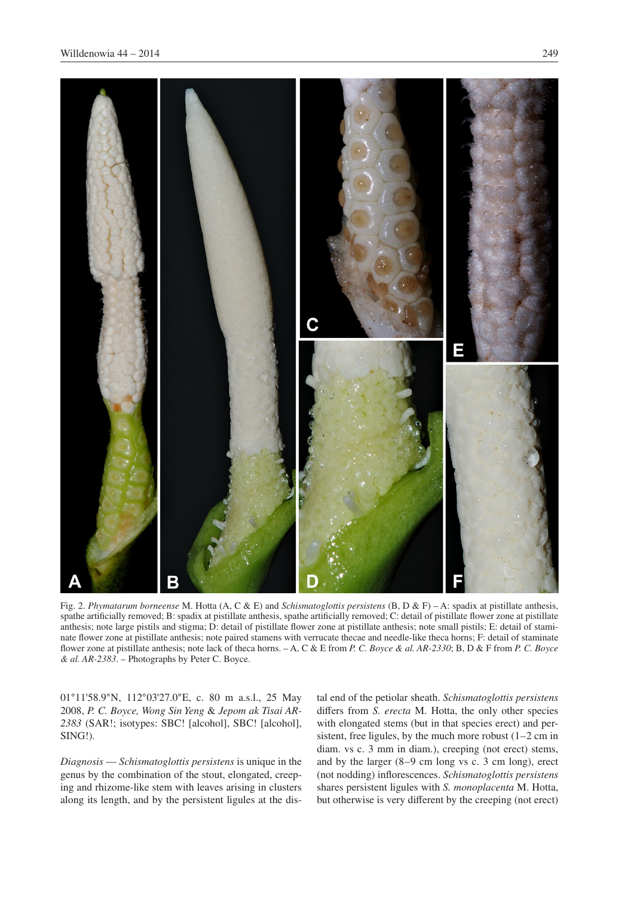Fig. 2. *Phymatarum borneense* M. Hotta (A, C & E) and *Schismatoglottis persistens* (B, D & F) – A: spadix at pistillate anthesis, spathe artificially removed; B: spadix at pistillate anthesis, spathe artificially removed; C: detail of pistillate flower zone at pistillate anthesis; note large pistils and stigma; D: detail of pistillate flower zone at pistillate anthesis; note small pistils; E: detail of staminate flower zone at pistillate anthesis; note paired stamens with verrucate thecae and needle-like theca horns; F: detail of staminate flower zone at pistillate anthesis; note lack of theca horns. – A, C & E from *P. C. Boyce & al. AR-2330*; B, D & F from *P. C. Boyce & al. AR-2383*. – Photographs by Peter C. Boyce.

01°11'58.9"N, 112°03'27.0"E, c. 80 m a.s.l., 25 May 2008, *P. C. Boyce, Wong Sin Yeng & Jepom ak Tisai AR-2383* (SAR!; isotypes: SBC! [alcohol], SBC! [alcohol], SING!).

*Diagnosis* — *Schismatoglottis persistens* is unique in the genus by the combination of the stout, elongated, creeping and rhizome-like stem with leaves arising in clusters along its length, and by the persistent ligules at the distal end of the petiolar sheath. *Schismatoglottis persistens* differs from *S. erecta* M. Hotta, the only other species with elongated stems (but in that species erect) and persistent, free ligules, by the much more robust (1–2 cm in diam. vs c. 3 mm in diam.), creeping (not erect) stems, and by the larger (8–9 cm long vs c. 3 cm long), erect (not nodding) inflorescences. *Schismatoglottis persistens* shares persistent ligules with *S. monoplacenta* M. Hotta, but otherwise is very different by the creeping (not erect)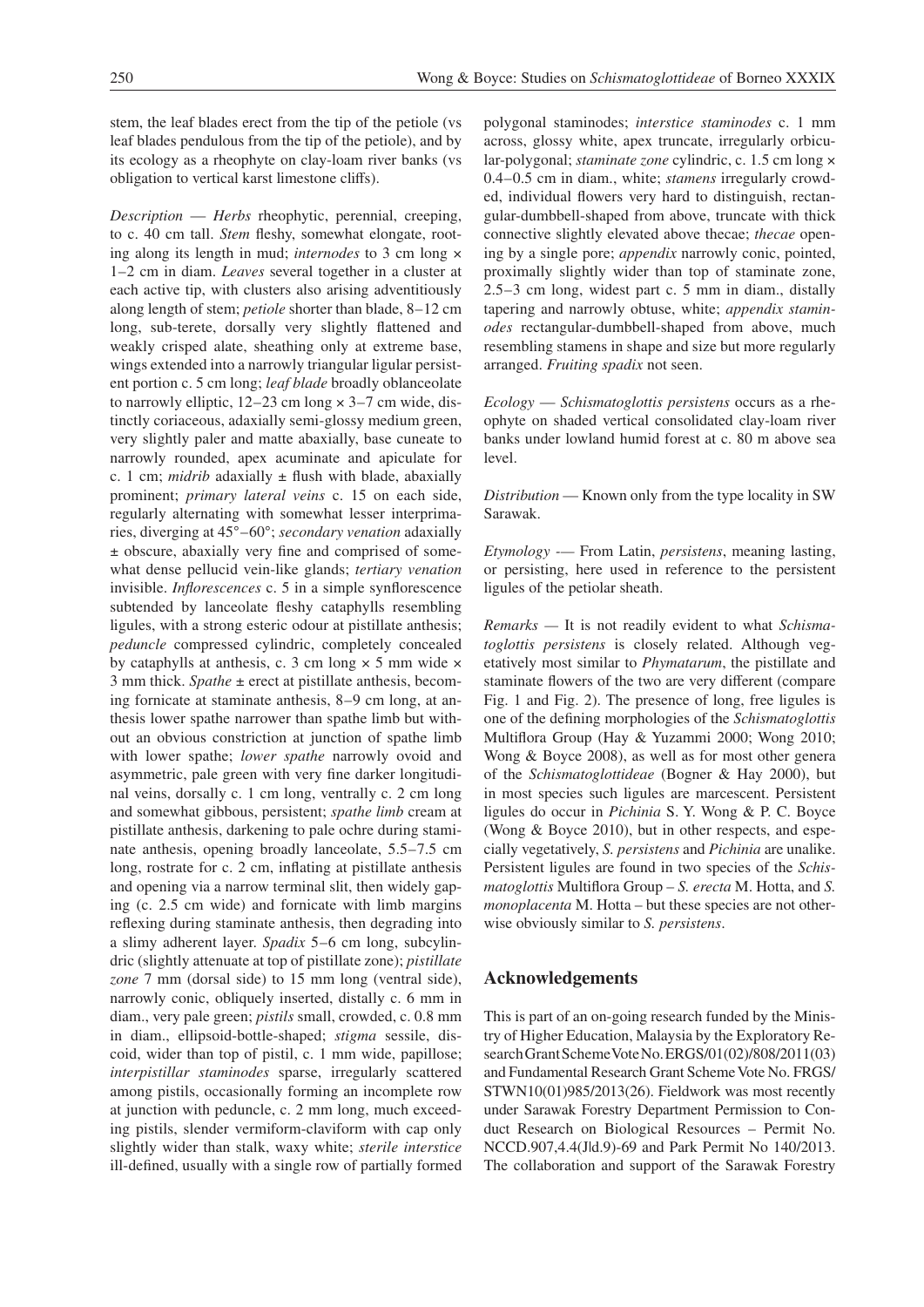stem, the leaf blades erect from the tip of the petiole (vs leaf blades pendulous from the tip of the petiole), and by its ecology as a rheophyte on clay-loam river banks (vs obligation to vertical karst limestone cliffs).

*Description* — *Herbs* rheophytic, perennial, creeping, to c. 40 cm tall. *Stem* fleshy, somewhat elongate, rooting along its length in mud; *internodes* to 3 cm long × 1–2 cm in diam. *Leaves* several together in a cluster at each active tip, with clusters also arising adventitiously along length of stem; *petiole* shorter than blade, 8–12 cm long, sub-terete, dorsally very slightly flattened and weakly crisped alate, sheathing only at extreme base, wings extended into a narrowly triangular ligular persistent portion c. 5 cm long; *leaf blade* broadly oblanceolate to narrowly elliptic, 12–23 cm long × 3–7 cm wide, distinctly coriaceous, adaxially semi-glossy medium green, very slightly paler and matte abaxially, base cuneate to narrowly rounded, apex acuminate and apiculate for c. 1 cm; *midrib* adaxially ± flush with blade, abaxially prominent; *primary lateral veins* c. 15 on each side, regularly alternating with somewhat lesser interprimaries, diverging at 45°–60°; *secondary venation* adaxially ± obscure, abaxially very fine and comprised of somewhat dense pellucid vein-like glands; *tertiary venation* invisible. *Inflorescences* c. 5 in a simple synflorescence subtended by lanceolate fleshy cataphylls resembling ligules, with a strong esteric odour at pistillate anthesis; *peduncle* compressed cylindric, completely concealed by cataphylls at anthesis, c. 3 cm long × 5 mm wide × 3 mm thick. *Spathe* ± erect at pistillate anthesis, becoming fornicate at staminate anthesis, 8–9 cm long, at anthesis lower spathe narrower than spathe limb but without an obvious constriction at junction of spathe limb with lower spathe; *lower spathe* narrowly ovoid and asymmetric, pale green with very fine darker longitudinal veins, dorsally c. 1 cm long, ventrally c. 2 cm long and somewhat gibbous, persistent; *spathe limb* cream at pistillate anthesis, darkening to pale ochre during staminate anthesis, opening broadly lanceolate, 5.5–7.5 cm long, rostrate for c. 2 cm, inflating at pistillate anthesis and opening via a narrow terminal slit, then widely gaping (c. 2.5 cm wide) and fornicate with limb margins reflexing during staminate anthesis, then degrading into a slimy adherent layer. *Spadix* 5–6 cm long, subcylindric (slightly attenuate at top of pistillate zone); *pistillate zone* 7 mm (dorsal side) to 15 mm long (ventral side), narrowly conic, obliquely inserted, distally c. 6 mm in diam., very pale green; *pistils* small, crowded, c. 0.8 mm in diam., ellipsoid-bottle-shaped; *stigma* sessile, discoid, wider than top of pistil, c. 1 mm wide, papillose; *interpistillar staminodes* sparse, irregularly scattered among pistils, occasionally forming an incomplete row at junction with peduncle, c. 2 mm long, much exceeding pistils, slender vermiform-claviform with cap only slightly wider than stalk, waxy white; *sterile interstice* ill-defined, usually with a single row of partially formed polygonal staminodes; *interstice staminodes* c. 1 mm across, glossy white, apex truncate, irregularly orbicular-polygonal; *staminate zone* cylindric, c. 1.5 cm long × 0.4–0.5 cm in diam., white; *stamens* irregularly crowded, individual flowers very hard to distinguish, rectangular-dumbbell-shaped from above, truncate with thick connective slightly elevated above thecae; *thecae* opening by a single pore; *appendix* narrowly conic, pointed, proximally slightly wider than top of staminate zone, 2.5–3 cm long, widest part c. 5 mm in diam., distally tapering and narrowly obtuse, white; *appendix staminodes* rectangular-dumbbell-shaped from above, much resembling stamens in shape and size but more regularly arranged. *Fruiting spadix* not seen.

*Ecology* — *Schismatoglottis persistens* occurs as a rheophyte on shaded vertical consolidated clay-loam river banks under lowland humid forest at c. 80 m above sea level.

*Distribution* — Known only from the type locality in SW Sarawak.

*Etymology* -— From Latin, *persistens*, meaning lasting, or persisting, here used in reference to the persistent ligules of the petiolar sheath.

*Remarks* — It is not readily evident to what *Schismatoglottis persistens* is closely related. Although vegetatively most similar to *Phymatarum*, the pistillate and staminate flowers of the two are very different (compare Fig. 1 and Fig. 2). The presence of long, free ligules is one of the defining morphologies of the *Schismatoglottis* Multiflora Group (Hay & Yuzammi 2000; Wong 2010; Wong & Boyce 2008), as well as for most other genera of the *Schismatoglottideae* (Bogner & Hay 2000), but in most species such ligules are marcescent. Persistent ligules do occur in *Pichinia* S. Y. Wong & P. C. Boyce (Wong & Boyce 2010), but in other respects, and especially vegetatively, *S. persistens* and *Pichinia* are unalike. Persistent ligules are found in two species of the *Schismatoglottis* Multiflora Group – *S. erecta* M. Hotta, and *S. monoplacenta* M. Hotta – but these species are not otherwise obviously similar to *S. persistens*.

## Acknowledgements

This is part of an on-going research funded by the Ministry of Higher Education, Malaysia by the Exploratory Research Grant Scheme Vote No. ERGS/01(02)/808/2011(03) and Fundamental Research Grant Scheme Vote No. FRGS/STWN10(01)985/2013(26). Fieldwork was most recently under Sarawak Forestry Department Permission to Conduct Research on Biological Resources – Permit No. NCCD.907,4.4(Jld.9)-69 and Park Permit No 140/2013. The collaboration and support of the Sarawak Forestry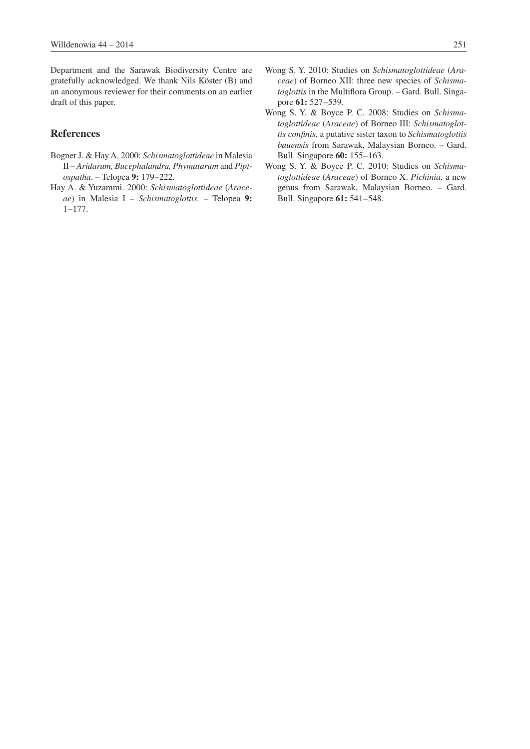Department and the Sarawak Biodiversity Centre are gratefully acknowledged. We thank Nils Köster (B) and an anonymous reviewer for their comments on an earlier draft of this paper.

## References

Bogner J. & Hay A. 2000: *Schismatoglottideae* in Malesia II – *Aridarum, Bucephalandra, Phymatarum* and *Piptospatha*. – Telopea **9:** 179–222.

Hay A. & Yuzammi. 2000: *Schismatoglottideae* (*Araceae*) in Malesia I – *Schismatoglottis*. – Telopea **9:** 1–177.

Wong S. Y. 2010: Studies on *Schismatoglottideae* (*Araceae*) of Borneo XII: three new species of *Schismatoglottis* in the Multiflora Group. – Gard. Bull. Singapore **61:** 527–539.

Wong S. Y. & Boyce P. C. 2008: Studies on *Schismatoglottideae* (*Araceae*) of Borneo III: *Schismatoglottis confinis*, a putative sister taxon to *Schismatoglottis bauensis* from Sarawak, Malaysian Borneo. – Gard. Bull. Singapore **60:** 155–163.

Wong S. Y. & Boyce P. C. 2010: Studies on *Schismatoglottideae* (*Araceae*) of Borneo X. *Pichinia,* a new genus from Sarawak, Malaysian Borneo. – Gard. Bull. Singapore **61:** 541–548.